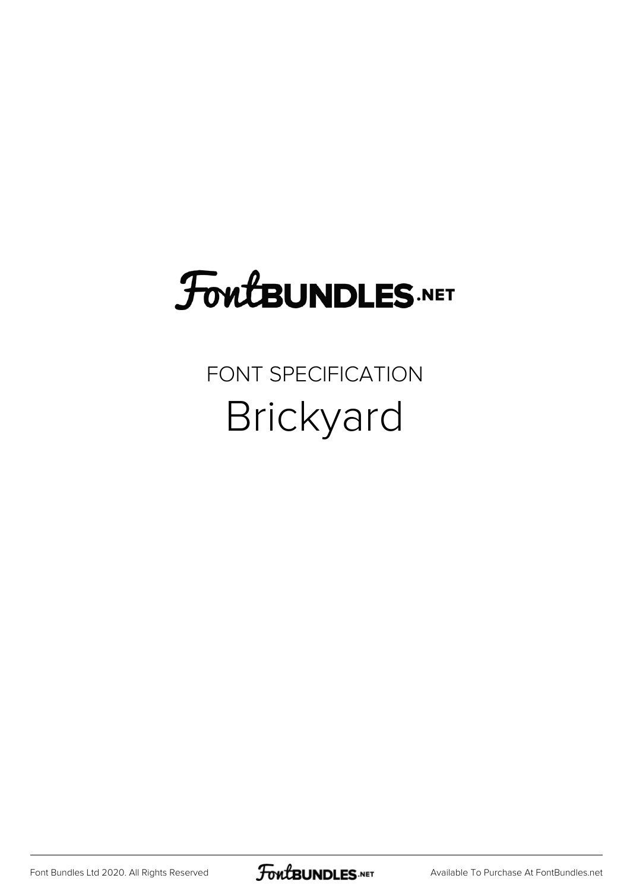# FontBUNDLES.NET

FONT SPECIFICATION

## Brickyard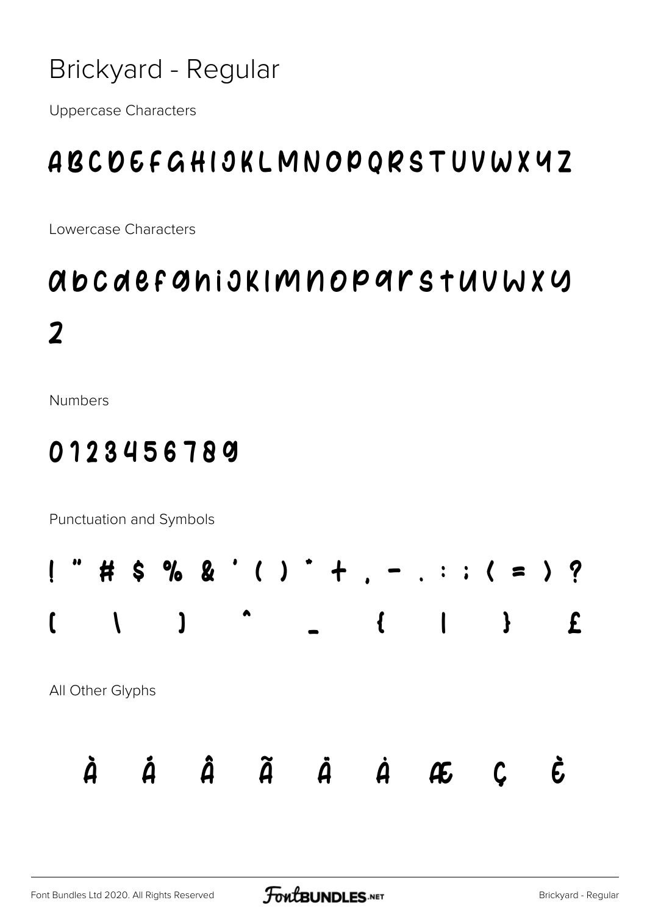# Brickyard - Regular

Uppercase Characters

## ABCDEFGHIJKLMNOPQRSTUVWXYZ

Lowercase Characters

## abcdefghijklmnopqrstuvwxy z

Numbers

## 0123456789

Punctuation and Symbols

## ! " # $ % & ' ( ) * + , - . : ; < = > ? [ \ ] ^ _ { | } £

All Other Glyphs

## À Á Â Ã Ä Å Æ Ç È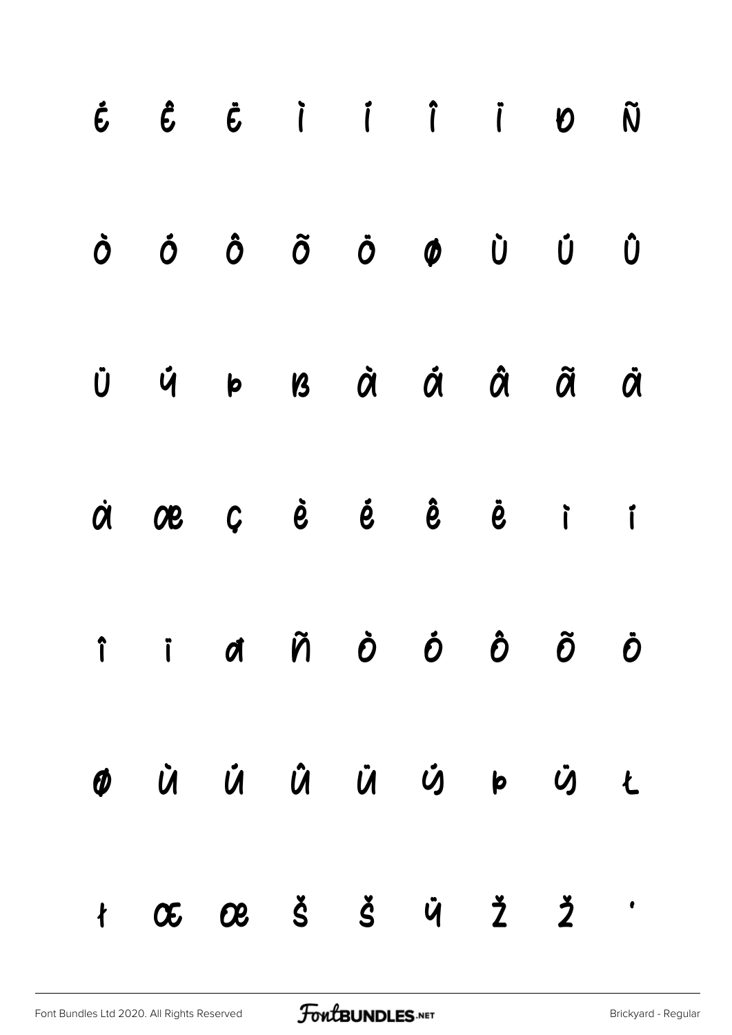É Ê Ë Ì Í Î Ï Ð Ñ

Ò Ó Ô Õ Ö Ø Ù Ú Û

Ü Ý Þ ß à á â ã ä

å æ ç è é ê ë ì í

î ï ð ñ ò ó ô õ ö

ø ù ú û ü ý þ ÿ Ł

ł Œ œ Š š Ÿ Ž ž '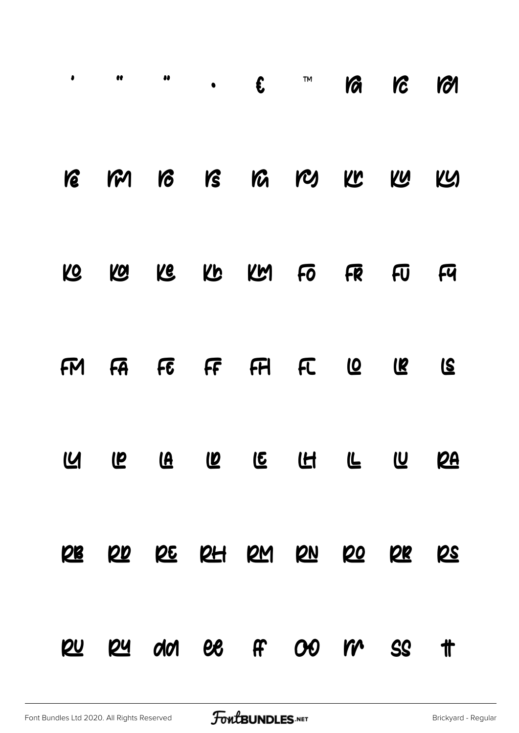' " " . € ™ ra rc rd

re rm ro rs ru ry kr ku ky

ko kd ke kh km FO FR FU FY

FM FA FE FF FH FL LO LR LS

LY LP LA LD LE LH LL LU RA

RB RD RE RH RM RN RO RR RS

RU RY dd ee ff oo rr ss tt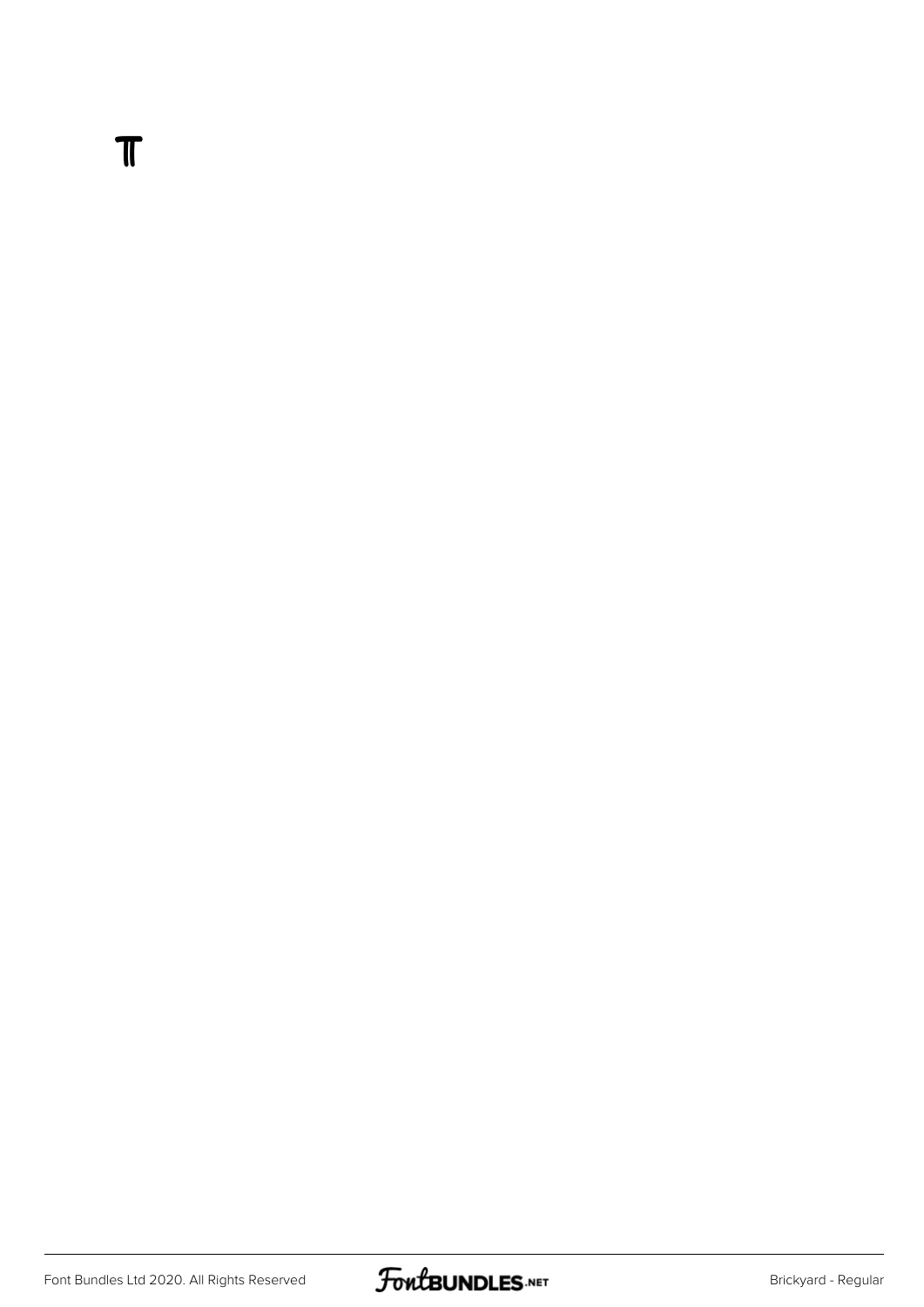π